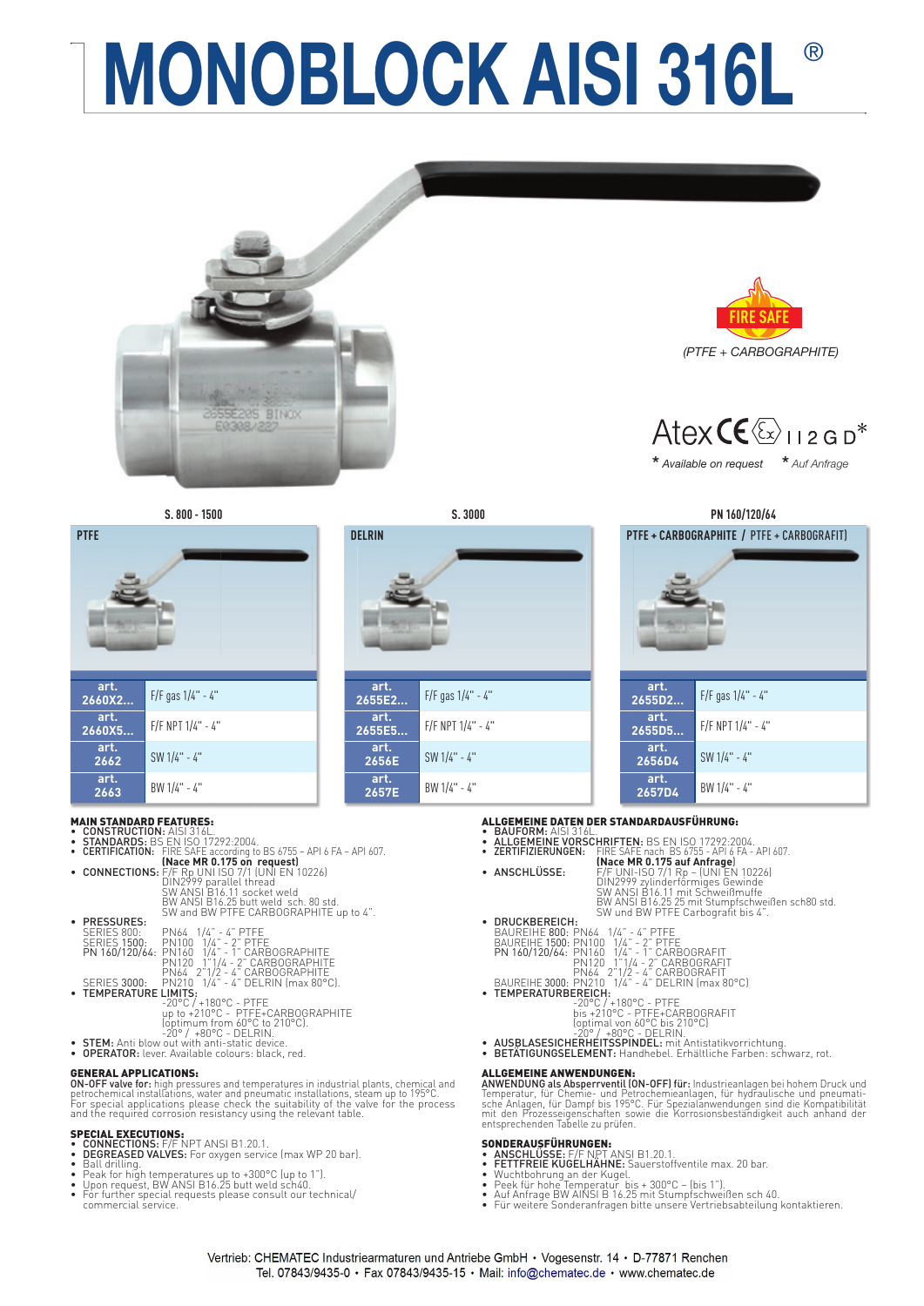# MONOBLOCK AISI 316L ®

FIRE SAFE

(PTFE + CARBOGRAPHITE)

Atex CE Ex II 2 G D*

* Available on request * Auf Anfrage

| S. 800 - 1500 | | S. 3000 | | PN 160/120/64 | |
|---|---|---|---|---|---|
| PTFE | | DELRIN | | PTFE + CARBOGRAPHITE / PTFE + CARBOGRAFIT | |
| art. 2660X2... | F/F gas 1/4" - 4" | art. 2655E2... | F/F gas 1/4" - 4" | art. 2655D2... | F/F gas 1/4" - 4" |
| art. 2660X5... | F/F NPT 1/4" - 4" | art. 2655E5... | F/F NPT 1/4" - 4" | art. 2655D5... | F/F NPT 1/4" - 4" |
| art. 2662 | SW 1/4" - 4" | art. 2656E | SW 1/4" - 4" | art. 2656D4 | SW 1/4" - 4" |
| art. 2663 | BW 1/4" - 4" | art. 2657E | BW 1/4" - 4" | art. 2657D4 | BW 1/4" - 4" |

### MAIN STANDARD FEATURES:

- **CONSTRUCTION:** AISI 316L.
- **STANDARDS:** BS EN ISO 17292:2004.
- **CERTIFICATION:** FIRE SAFE according to BS 6755 – API 6 FA – API 607.
  **(Nace MR 0.175 on request)**
- **CONNECTIONS:** F/F Rp UNI ISO 7/1 (UNI EN 10226)
  DIN2999 parallel thread
  SW ANSI B16.11 socket weld
  BW ANSI B16.25 butt weld sch. 80 std.
  SW and BW PTFE CARBOGRAPHITE up to 4".
- **PRESSURES:**
  SERIES 800: PN64 1/4" - 4" PTFE
  SERIES 1500: PN100 1/4" - 2" PTFE
  PN 160/120/64: PN160 1/4" - 1" CARBOGRAPHITE
  PN120 1"1/4 - 2" CARBOGRAPHITE
  PN64 2"1/2 - 4" CARBOGRAPHITE
  SERIES 3000: PN210 1/4" - 4" DELRIN (max 80°C).
- **TEMPERATURE LIMITS:**
  -20°C / +180°C - PTFE
  up to +210°C - PTFE+CARBOGRAPHITE
  (optimum from 60°C to 210°C).
  -20° / +80°C - DELRIN.
- **STEM:** Anti blow out with anti-static device.
- **OPERATOR:** lever. Available colours: black, red.

### GENERAL APPLICATIONS:

**ON-OFF valve for:** high pressures and temperatures in industrial plants, chemical and petrochemical installations, water and pneumatic installations, steam up to 195°C.
For special applications please check the suitability of the valve for the process and the required corrosion resistancy using the relevant table.

### SPECIAL EXECUTIONS:

- **CONNECTIONS:** F/F NPT ANSI B1.20.1.
- **DEGREASED VALVES:** For oxygen service (max WP 20 bar).
- Ball drilling.
- Peak for high temperatures up to +300°C (up to 1").
- Upon request, BW ANSI B16.25 butt weld sch40.
- For further special requests please consult our technical/commercial service.

### ALLGEMEINE DATEN DER STANDARDAUSFÜHRUNG:

- **BAUFORM:** AISI 316L.
- **ALLGEMEINE VORSCHRIFTEN:** BS EN ISO 17292:2004.
- **ZERTIFIZIERUNGEN:** FIRE SAFE nach BS 6755 - API 6 FA - API 607.
  **(Nace MR 0.175 auf Anfrage)**
- **ANSCHLÜSSE:** F/F UNI-ISO 7/1 Rp – (UNI EN 10226)
  DIN2999 zylinderförmiges Gewinde
  SW ANSI B16.11 mit Schweißmuffe
  BW ANSI B16.25 25 mit Stumpfschweißen sch80 std.
  SW und BW PTFE Carbografit bis 4".
- **DRUCKBEREICH:**
  BAUREIHE 800: PN64 1/4" - 4" PTFE
  BAUREIHE 1500: PN100 1/4" - 2" PTFE
  PN 160/120/64: PN160 1/4" - 1" CARBOGRAFIT
  PN120 1"1/4 - 2" CARBOGRAFIT
  PN64 2"1/2 - 4" CARBOGRAFIT
  BAUREIHE 3000: PN210 1/4" - 4" DELRIN (max 80°C)
- **TEMPERATURBEREICH:**
  -20°C / +180°C - PTFE
  bis +210°C - PTFE+CARBOGRAFIT
  (optimal von 60°C bis 210°C)
  -20° / +80°C - DELRIN.
- **AUSBLASESICHERHEITSSPINDEL:** mit Antistatikvorrichtung.
- **BETÄTIGUNGSELEMENT:** Handhebel. Erhältliche Farben: schwarz, rot.

### ALLGEMEINE ANWENDUNGEN:

**ANWENDUNG als Absperrventil (ON-OFF) für:** Industrieanlagen bei hohem Druck und Temperatur, für Chemie- und Petrochemieanlagen, für hydraulische und pneumatische Anlagen, für Dampf bis 195°C. Für Spezialanwendungen sind die Kompatibilität mit den Prozesseigenschaften sowie die Korrosionsbeständigkeit auch anhand der entsprechenden Tabelle zu prüfen.

### SONDERAUSFÜHRUNGEN:

- **ANSCHLÜSSE:** F/F NPT ANSI B1.20.1.
- **FETTFREIE KUGELHÄHNE:** Sauerstoffventile max. 20 bar.
- Wuchtbohrung an der Kugel.
- Peek für hohe Temperatur bis + 300°C – (bis 1").
- Auf Anfrage BW AINSI B 16.25 mit Stumpfschweißen sch 40.
- Für weitere Sonderanfragen bitte unsere Vertriebsabteilung kontaktieren.

Vertrieb: CHEMATEC Industriearmaturen und Antriebe GmbH • Vogesenstr. 14 • D-77871 Renchen
Tel. 07843/9435-0 • Fax 07843/9435-15 • Mail: info@chematec.de • www.chematec.de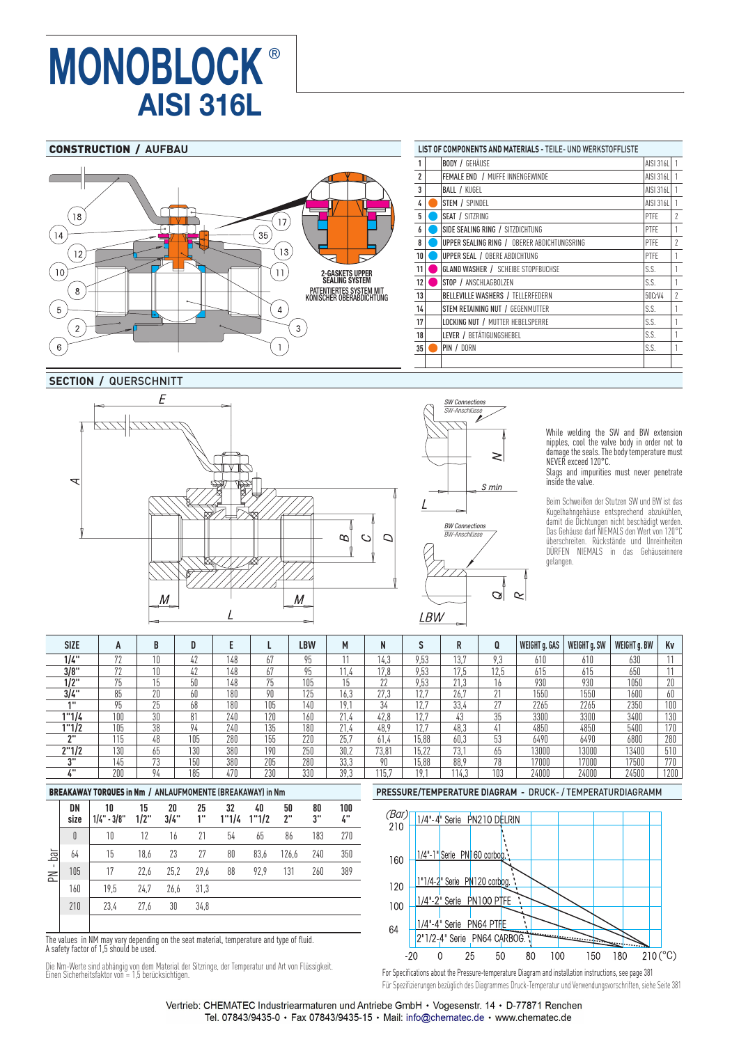# MONOBLOCK®
## AISI 316L

## CONSTRUCTION / AUFBAU

2-GASKETS UPPER SEALING SYSTEM
PATENTIERTES SYSTEM MIT KONISCHER OBERABDICHTUNG

## LIST OF COMPONENTS AND MATERIALS - TEILE- UND WERKSTOFFLISTE

| | | | |
|---|---|---|---|
| 1 | BODY / GEHÄUSE | AISI 316L | 1 |
| 2 | FEMALE END / MUFFE INNENGEWINDE | AISI 316L | 1 |
| 3 | BALL / KUGEL | AISI 316L | 1 |
| 4 | STEM / SPINDEL | AISI 316L | 1 |
| 5 | SEAT / SITZRING | PTFE | 2 |
| 6 | SIDE SEALING RING / SITZDICHTUNG | PTFE | 1 |
| 8 | UPPER SEALING RING / OBERER ABDICHTUNGSRING | PTFE | 2 |
| 10 | UPPER SEAL / OBERE ABDICHTUNG | PTFE | 1 |
| 11 | GLAND WASHER / SCHEIBE STOPFBUCHSE | S.S. | 1 |
| 12 | STOP / ANSCHLAGBOLZEN | S.S. | 1 |
| 13 | BELLEVILLE WASHERS / TELLERFEDERN | 50CrV4 | 2 |
| 14 | STEM RETAINING NUT / GEGENMUTTER | S.S. | 1 |
| 17 | LOCKING NUT / MUTTER HEBELSPERRE | S.S. | 1 |
| 18 | LEVER / BETÄTIGUNGSHEBEL | S.S. | 1 |
| 35 | PIN / DORN | S.S. | 1 |

## SECTION / QUERSCHNITT

SW Connections
SW-Anschlüsse

BW Connections
BW-Anschlüsse

While welding the SW and BW extension nipples, cool the valve body in order not to damage the seals. The body temperature must NEVER exceed 120°C.
Slags and impurities must never penetrate inside the valve.

Beim Schweißen der Stutzen SW und BW ist das Kugelhahngehäuse entsprechend abzukühlen, damit die Dichtungen nicht beschädigt werden. Das Gehäuse darf NIEMALS den Wert von 120°C überschreiten. Rückstände und Unreinheiten DÜRFEN NIEMALS in das Gehäuseinnere gelangen.

| SIZE | A | B | D | E | L | LBW | M | N | S | R | Q | WEIGHT g. GAS | WEIGHT g. SW | WEIGHT g. BW | Kv |
|---|---|---|---|---|---|---|---|---|---|---|---|---|---|---|---|
| 1/4" | 72 | 10 | 42 | 148 | 67 | 95 | 11 | 14,3 | 9,53 | 13,7 | 9,3 | 610 | 610 | 630 | 11 |
| 3/8" | 72 | 10 | 42 | 148 | 67 | 95 | 11,4 | 17,8 | 9,53 | 17,5 | 12,5 | 615 | 615 | 650 | 11 |
| 1/2" | 75 | 15 | 50 | 148 | 75 | 105 | 15 | 22 | 9,53 | 21,3 | 16 | 930 | 930 | 1050 | 20 |
| 3/4" | 85 | 20 | 60 | 180 | 90 | 125 | 16,3 | 27,3 | 12,7 | 26,7 | 21 | 1550 | 1550 | 1600 | 60 |
| 1" | 95 | 25 | 68 | 180 | 105 | 140 | 19,1 | 34 | 12,7 | 33,4 | 27 | 2265 | 2265 | 2350 | 100 |
| 1"1/4 | 100 | 30 | 81 | 240 | 120 | 160 | 21,4 | 42,8 | 12,7 | 43 | 35 | 3300 | 3300 | 3400 | 130 |
| 1"1/2 | 105 | 38 | 94 | 240 | 135 | 180 | 21,4 | 48,9 | 12,7 | 48,3 | 41 | 4850 | 4850 | 5400 | 170 |
| 2" | 115 | 48 | 105 | 280 | 155 | 220 | 25,7 | 61,4 | 15,88 | 60,3 | 53 | 6490 | 6490 | 6800 | 280 |
| 2"1/2 | 130 | 65 | 130 | 380 | 190 | 250 | 30,2 | 73,81 | 15,22 | 73,1 | 65 | 13000 | 13000 | 13400 | 510 |
| 3" | 145 | 73 | 150 | 380 | 205 | 280 | 33,3 | 90 | 15,88 | 88,9 | 78 | 17000 | 17000 | 17500 | 770 |
| 4" | 200 | 94 | 185 | 470 | 230 | 330 | 39,3 | 115,7 | 19,1 | 114,3 | 103 | 24000 | 24000 | 24500 | 1200 |

## BREAKAWAY TORQUES in Nm / ANLAUFMOMENTE (BREAKAWAY) in Nm

| | DN size | 10 1/4" - 3/8" | 15 1/2" | 20 3/4" | 25 1" | 32 1"1/4 | 40 1"1/2 | 50 2" | 80 3" | 100 4" |
|---|---|---|---|---|---|---|---|---|---|---|
| PN - bar | 0 | 10 | 12 | 16 | 21 | 54 | 65 | 86 | 183 | 270 |
| | 64 | 15 | 18,6 | 23 | 27 | 80 | 83,6 | 126,6 | 240 | 350 |
| | 105 | 17 | 22,6 | 25,2 | 29,6 | 88 | 92,9 | 131 | 260 | 389 |
| | 160 | 19,5 | 24,7 | 26,6 | 31,3 | | | | | |
| | 210 | 23,4 | 27,6 | 30 | 34,8 | | | | | |

The values in NM may vary depending on the seat material, temperature and type of fluid.
A safety factor of 1,5 should be used.

Die Nm-Werte sind abhängig von dem Material der Sitzringe, der Temperatur und Art von Flüssigkeit.
Einen Sicherheitsfaktor von = 1,5 berücksichtigen.

## PRESSURE/TEMPERATURE DIAGRAM - DRUCK- / TEMPERATURDIAGRAMM

(Bar)
210
160
120
100
64
-20 0 25 50 80 100 150 180 210 (°C)

1/4"-4" Serie PN210 DELRIN
1/4"-1" Serie PN160 carbog.
1"1/4-2" Serie PN120 carbog.
1/4"-2" Serie PN100 PTFE
1/4"-4" Serie PN64 PTFE
2"1/2-4" Serie PN64 CARBOG.

For Specifications about the Pressure-temperature Diagram and installation instructions, see page 381
Für Spezifizierungen bezüglich des Diagrammes Druck-Temperatur und Verwendungsvorschriften, siehe Seite 381

Vertrieb: CHEMATEC Industriearmaturen und Antriebe GmbH • Vogesenstr. 14 • D-77871 Renchen
Tel. 07843/9435-0 • Fax 07843/9435-15 • Mail: info@chematec.de • www.chematec.de